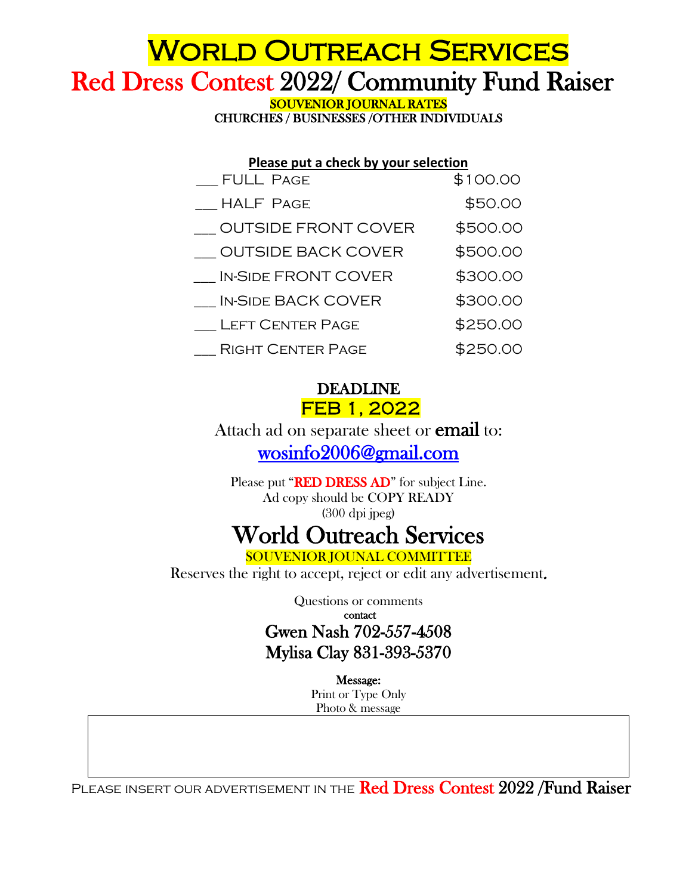# World Outreach Services

## Red Dress Contest 2022/ Community Fund Raiser

**SOUVENIOR JOURNAL RATES**

**CHURCHES / BUSINESSES /OTHER INDIVIDUALS**

**Please put a check by your selection**

| Selection | Rate |
|---|---|
| ___ FULL Page | $100.00 |
| ___ HALF Page | $50.00 |
| ___ OUTSIDE FRONT COVER | $500.00 |
| ___ OUTSIDE BACK COVER | $500.00 |
| ___ In-Side FRONT COVER | $300.00 |
| ___ In-Side BACK COVER | $300.00 |
| ___ Left Center Page | $250.00 |
| ___ Right Center Page | $250.00 |

**DEADLINE**

**FEB 1, 2022**

Attach ad on separate sheet or **email** to:

wosinfo2006@gmail.com

Please put "**RED DRESS AD**" for subject Line.
Ad copy should be COPY READY
(300 dpi jpeg)

## World Outreach Services

SOUVENIOR JOUNAL COMMITTEE

Reserves the right to accept, reject or edit any advertisement.

Questions or comments
contact

**Gwen Nash 702-557-4508**
**Mylisa Clay 831-393-5370**

**Message:**
Print or Type Only
Photo & message

Please insert our advertisement in the Red Dress Contest 2022 /Fund Raiser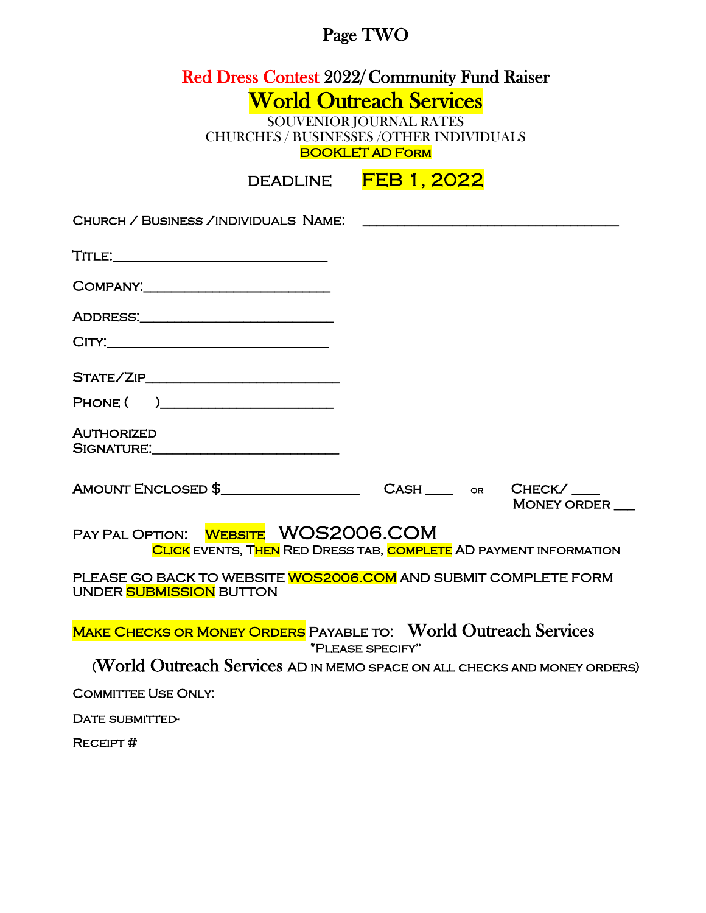# Page TWO

## Red Dress Contest 2022/ Community Fund Raiser

# World Outreach Services

SOUVENIOR JOURNAL RATES
CHURCHES / BUSINESSES /OTHER INDIVIDUALS
BOOKLET AD FORM

DEADLINE FEB 1, 2022

CHURCH / BUSINESS /INDIVIDUALS NAME: ______________________________

TITLE:____________________________

COMPANY:__________________________

ADDRESS:__________________________

CITY:____________________________

STATE/ZIP_________________________

PHONE ( )________________________

AUTHORIZED
SIGNATURE:________________________

AMOUNT ENCLOSED $________________ CASH ___ OR CHECK/ ___
MONEY ORDER ___

PAY PAL OPTION: WEBSITE WOS2006.COM
CLICK EVENTS, THEN RED DRESS TAB, COMPLETE AD PAYMENT INFORMATION

PLEASE GO BACK TO WEBSITE WOS2006.COM AND SUBMIT COMPLETE FORM UNDER SUBMISSION BUTTON

MAKE CHECKS OR MONEY ORDERS PAYABLE TO: World Outreach Services
*PLEASE SPECIFY"
(World Outreach Services AD IN MEMO SPACE ON ALL CHECKS AND MONEY ORDERS)

COMMITTEE USE ONLY:

DATE SUBMITTED-

RECEIPT #